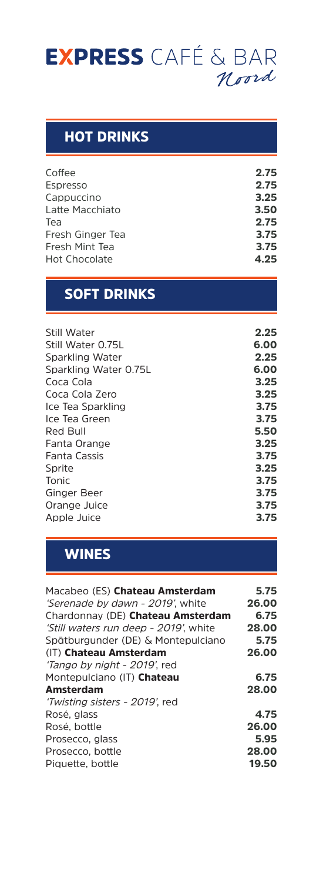# **EXPRESS** CAFÉ & BAR *Noord*

## HOT DRINKS

| | |
|---|---|
| Coffee | **2.75** |
| Espresso | **2.75** |
| Cappuccino | **3.25** |
| Latte Macchiato | **3.50** |
| Tea | **2.75** |
| Fresh Ginger Tea | **3.75** |
| Fresh Mint Tea | **3.75** |
| Hot Chocolate | **4.25** |

## SOFT DRINKS

| | |
|---|---|
| Still Water | **2.25** |
| Still Water 0.75L | **6.00** |
| Sparkling Water | **2.25** |
| Sparkling Water 0.75L | **6.00** |
| Coca Cola | **3.25** |
| Coca Cola Zero | **3.25** |
| Ice Tea Sparkling | **3.75** |
| Ice Tea Green | **3.75** |
| Red Bull | **5.50** |
| Fanta Orange | **3.25** |
| Fanta Cassis | **3.75** |
| Sprite | **3.25** |
| Tonic | **3.75** |
| Ginger Beer | **3.75** |
| Orange Juice | **3.75** |
| Apple Juice | **3.75** |

## WINES

| | |
|---|---|
| Macabeo (ES) **Chateau Amsterdam** | **5.75** |
| *'Serenade by dawn - 2019'*, white | **26.00** |
| Chardonnay (DE) **Chateau Amsterdam** | **6.75** |
| *'Still waters run deep - 2019'*, white | **28.00** |
| Spätburgunder (DE) & Montepulciano | **5.75** |
| (IT) **Chateau Amsterdam** | **26.00** |
| *'Tango by night - 2019'*, red | |
| Montepulciano (IT) **Chateau** | **6.75** |
| **Amsterdam** | **28.00** |
| *'Twisting sisters - 2019'*, red | |
| Rosé, glass | **4.75** |
| Rosé, bottle | **26.00** |
| Prosecco, glass | **5.95** |
| Prosecco, bottle | **28.00** |
| Piquette, bottle | **19.50** |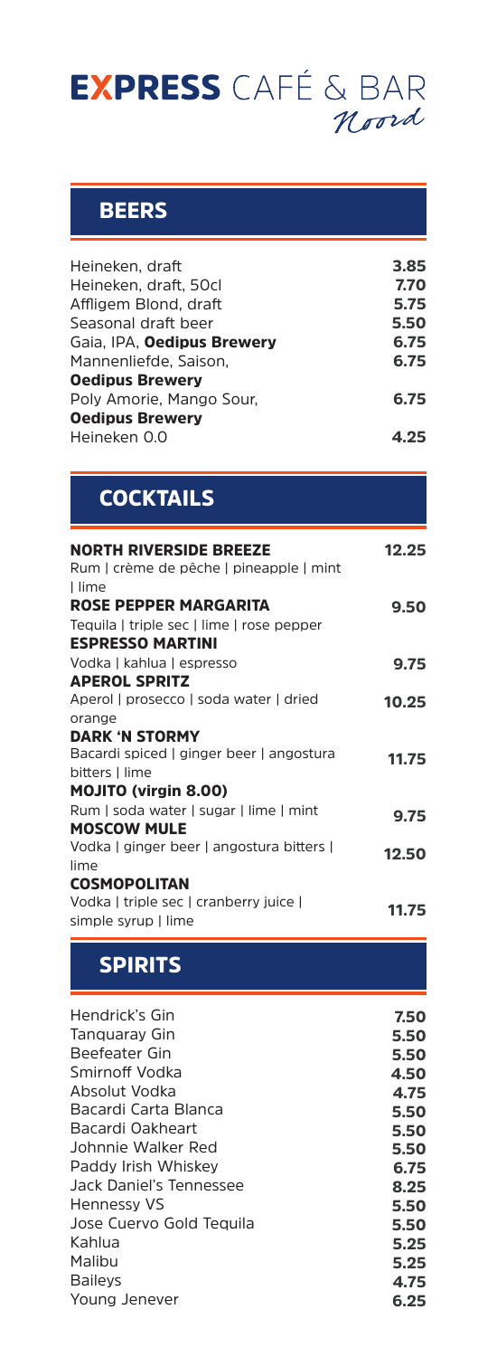# **EXPRESS** CAFÉ & BAR *Noord*

## BEERS

| Item | Price |
|---|---|
| Heineken, draft | **3.85** |
| Heineken, draft, 50cl | **7.70** |
| Affligem Blond, draft | **5.75** |
| Seasonal draft beer | **5.50** |
| Gaia, IPA, **Oedipus Brewery** | **6.75** |
| Mannenliefde, Saison, **Oedipus Brewery** | **6.75** |
| Poly Amorie, Mango Sour, **Oedipus Brewery** | **6.75** |
| Heineken 0.0 | **4.25** |

## COCKTAILS

| Item | Price |
|---|---|
| **NORTH RIVERSIDE BREEZE**<br>Rum \| crème de pêche \| pineapple \| mint \| lime | **12.25** |
| **ROSE PEPPER MARGARITA**<br>Tequila \| triple sec \| lime \| rose pepper | **9.50** |
| **ESPRESSO MARTINI**<br>Vodka \| kahlua \| espresso | **9.75** |
| **APEROL SPRITZ**<br>Aperol \| prosecco \| soda water \| dried orange | **10.25** |
| **DARK 'N STORMY**<br>Bacardi spiced \| ginger beer \| angostura bitters \| lime | **11.75** |
| **MOJITO (virgin 8.00)**<br>Rum \| soda water \| sugar \| lime \| mint | **9.75** |
| **MOSCOW MULE**<br>Vodka \| ginger beer \| angostura bitters \| lime | **12.50** |
| **COSMOPOLITAN**<br>Vodka \| triple sec \| cranberry juice \| simple syrup \| lime | **11.75** |

## SPIRITS

| Item | Price |
|---|---|
| Hendrick's Gin | **7.50** |
| Tanquaray Gin | **5.50** |
| Beefeater Gin | **5.50** |
| Smirnoff Vodka | **4.50** |
| Absolut Vodka | **4.75** |
| Bacardi Carta Blanca | **5.50** |
| Bacardi Oakheart | **5.50** |
| Johnnie Walker Red | **5.50** |
| Paddy Irish Whiskey | **6.75** |
| Jack Daniel's Tennessee | **8.25** |
| Hennessy VS | **5.50** |
| Jose Cuervo Gold Tequila | **5.50** |
| Kahlua | **5.25** |
| Malibu | **5.25** |
| Baileys | **4.75** |
| Young Jenever | **6.25** |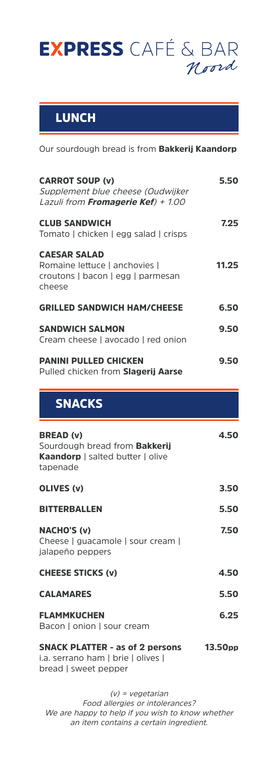# EXPRESS CAFÉ & BAR *Noord*

## LUNCH

Our sourdough bread is from **Bakkerij Kaandorp**

**CARROT SOUP (v)** — **5.50**
*Supplement blue cheese (Oudwijker Lazuli from* ***Fromagerie Kef****) + 1.00*

**CLUB SANDWICH** — **7.25**
Tomato | chicken | egg salad | crisps

**CAESAR SALAD** — **11.25**
Romaine lettuce | anchovies | croutons | bacon | egg | parmesan cheese

**GRILLED SANDWICH HAM/CHEESE** — **6.50**

**SANDWICH SALMON** — **9.50**
Cream cheese | avocado | red onion

**PANINI PULLED CHICKEN** — **9.50**
Pulled chicken from **Slagerij Aarse**

## SNACKS

**BREAD (v)** — **4.50**
Sourdough bread from **Bakkerij Kaandorp** | salted butter | olive tapenade

**OLIVES (v)** — **3.50**

**BITTERBALLEN** — **5.50**

**NACHO'S (v)** — **7.50**
Cheese | guacamole | sour cream | jalapeño peppers

**CHEESE STICKS (v)** — **4.50**

**CALAMARES** — **5.50**

**FLAMMKUCHEN** — **6.25**
Bacon | onion | sour cream

**SNACK PLATTER - as of 2 persons** — **13.50pp**
i.a. serrano ham | brie | olives | bread | sweet pepper

*(v) = vegetarian*
*Food allergies or intolerances?*
*We are happy to help if you wish to know whether an item contains a certain ingredient.*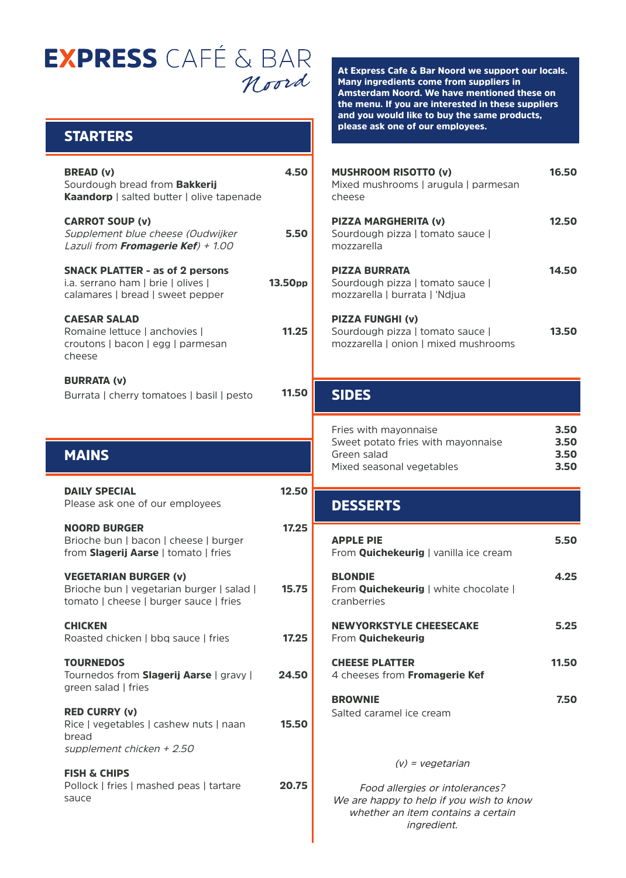# EXPRESS CAFÉ & BAR *Noord*

**At Express Cafe & Bar Noord we support our locals. Many ingredients come from suppliers in Amsterdam Noord. We have mentioned these on the menu. If you are interested in these suppliers and you would like to buy the same products, please ask one of our employees.**

## STARTERS

**BREAD (v)** — **4.50**
Sourdough bread from **Bakkerij Kaandorp** | salted butter | olive tapenade

**CARROT SOUP (v)** — **5.50**
*Supplement blue cheese (Oudwijker Lazuli from* ***Fromagerie Kef****) + 1.00*

**SNACK PLATTER - as of 2 persons** — **13.50pp**
i.a. serrano ham | brie | olives | calamares | bread | sweet pepper

**CAESAR SALAD** — **11.25**
Romaine lettuce | anchovies | croutons | bacon | egg | parmesan cheese

**BURRATA (v)** — **11.50**
Burrata | cherry tomatoes | basil | pesto

## MAINS

**DAILY SPECIAL** — **12.50**
Please ask one of our employees

**NOORD BURGER** — **17.25**
Brioche bun | bacon | cheese | burger from **Slagerij Aarse** | tomato | fries

**VEGETARIAN BURGER (v)** — **15.75**
Brioche bun | vegetarian burger | salad | tomato | cheese | burger sauce | fries

**CHICKEN** — **17.25**
Roasted chicken | bbq sauce | fries

**TOURNEDOS** — **24.50**
Tournedos from **Slagerij Aarse** | gravy | green salad | fries

**RED CURRY (v)** — **15.50**
Rice | vegetables | cashew nuts | naan bread
*supplement chicken + 2.50*

**FISH & CHIPS** — **20.75**
Pollock | fries | mashed peas | tartare sauce

**MUSHROOM RISOTTO (v)** — **16.50**
Mixed mushrooms | arugula | parmesan cheese

**PIZZA MARGHERITA (v)** — **12.50**
Sourdough pizza | tomato sauce | mozzarella

**PIZZA BURRATA** — **14.50**
Sourdough pizza | tomato sauce | mozzarella | burrata | 'Ndjua

**PIZZA FUNGHI (v)** — **13.50**
Sourdough pizza | tomato sauce | mozzarella | onion | mixed mushrooms

## SIDES

| | |
|---|---|
| Fries with mayonnaise | 3.50 |
| Sweet potato fries with mayonnaise | 3.50 |
| Green salad | 3.50 |
| Mixed seasonal vegetables | 3.50 |

## DESSERTS

**APPLE PIE** — **5.50**
From **Quichekeurig** | vanilla ice cream

**BLONDIE** — **4.25**
From **Quichekeurig** | white chocolate | cranberries

**NEWYORKSTYLE CHEESECAKE** — **5.25**
From **Quichekeurig**

**CHEESE PLATTER** — **11.50**
4 cheeses from **Fromagerie Kef**

**BROWNIE** — **7.50**
Salted caramel ice cream

*(v) = vegetarian*

*Food allergies or intolerances? We are happy to help if you wish to know whether an item contains a certain ingredient.*